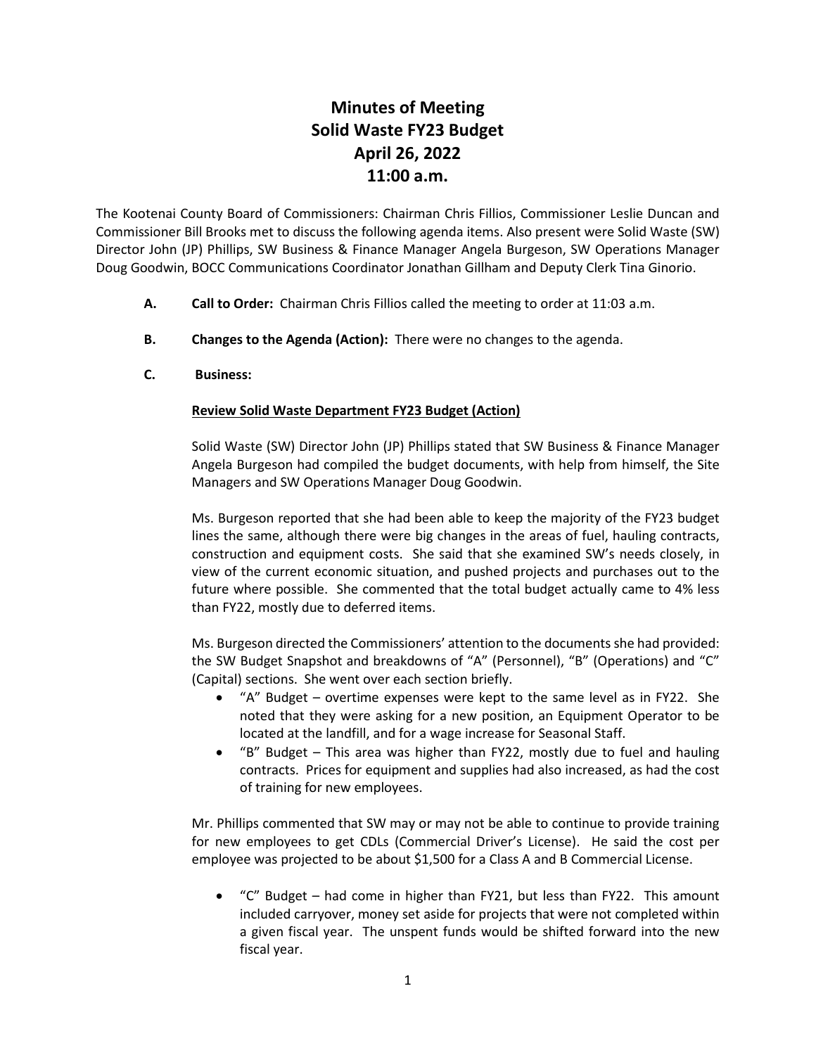# Minutes of Meeting
# Solid Waste FY23 Budget
# April 26, 2022
# 11:00 a.m.

The Kootenai County Board of Commissioners: Chairman Chris Fillios, Commissioner Leslie Duncan and Commissioner Bill Brooks met to discuss the following agenda items. Also present were Solid Waste (SW) Director John (JP) Phillips, SW Business & Finance Manager Angela Burgeson, SW Operations Manager Doug Goodwin, BOCC Communications Coordinator Jonathan Gillham and Deputy Clerk Tina Ginorio.

**A. Call to Order:** Chairman Chris Fillios called the meeting to order at 11:03 a.m.

**B. Changes to the Agenda (Action):** There were no changes to the agenda.

**C. Business:**

**Review Solid Waste Department FY23 Budget (Action)**

Solid Waste (SW) Director John (JP) Phillips stated that SW Business & Finance Manager Angela Burgeson had compiled the budget documents, with help from himself, the Site Managers and SW Operations Manager Doug Goodwin.

Ms. Burgeson reported that she had been able to keep the majority of the FY23 budget lines the same, although there were big changes in the areas of fuel, hauling contracts, construction and equipment costs. She said that she examined SW's needs closely, in view of the current economic situation, and pushed projects and purchases out to the future where possible. She commented that the total budget actually came to 4% less than FY22, mostly due to deferred items.

Ms. Burgeson directed the Commissioners' attention to the documents she had provided: the SW Budget Snapshot and breakdowns of "A" (Personnel), "B" (Operations) and "C" (Capital) sections. She went over each section briefly.

- "A" Budget – overtime expenses were kept to the same level as in FY22. She noted that they were asking for a new position, an Equipment Operator to be located at the landfill, and for a wage increase for Seasonal Staff.
- "B" Budget – This area was higher than FY22, mostly due to fuel and hauling contracts. Prices for equipment and supplies had also increased, as had the cost of training for new employees.

Mr. Phillips commented that SW may or may not be able to continue to provide training for new employees to get CDLs (Commercial Driver's License). He said the cost per employee was projected to be about $1,500 for a Class A and B Commercial License.

- "C" Budget – had come in higher than FY21, but less than FY22. This amount included carryover, money set aside for projects that were not completed within a given fiscal year. The unspent funds would be shifted forward into the new fiscal year.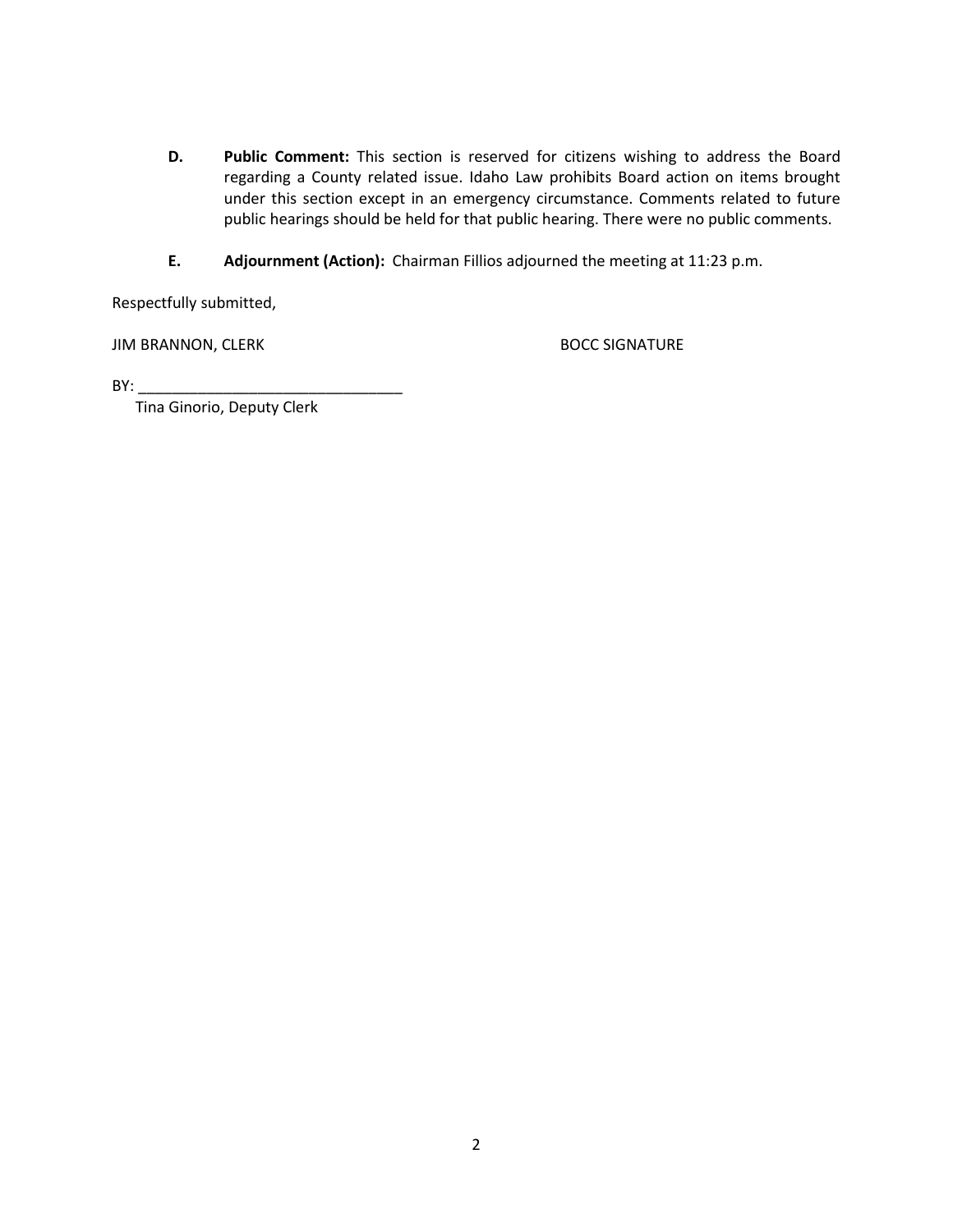**D.** **Public Comment:** This section is reserved for citizens wishing to address the Board regarding a County related issue. Idaho Law prohibits Board action on items brought under this section except in an emergency circumstance. Comments related to future public hearings should be held for that public hearing. There were no public comments.

**E.** **Adjournment (Action):** Chairman Fillios adjourned the meeting at 11:23 p.m.

Respectfully submitted,

JIM BRANNON, CLERK                                                    BOCC SIGNATURE

BY: _______________________________

Tina Ginorio, Deputy Clerk